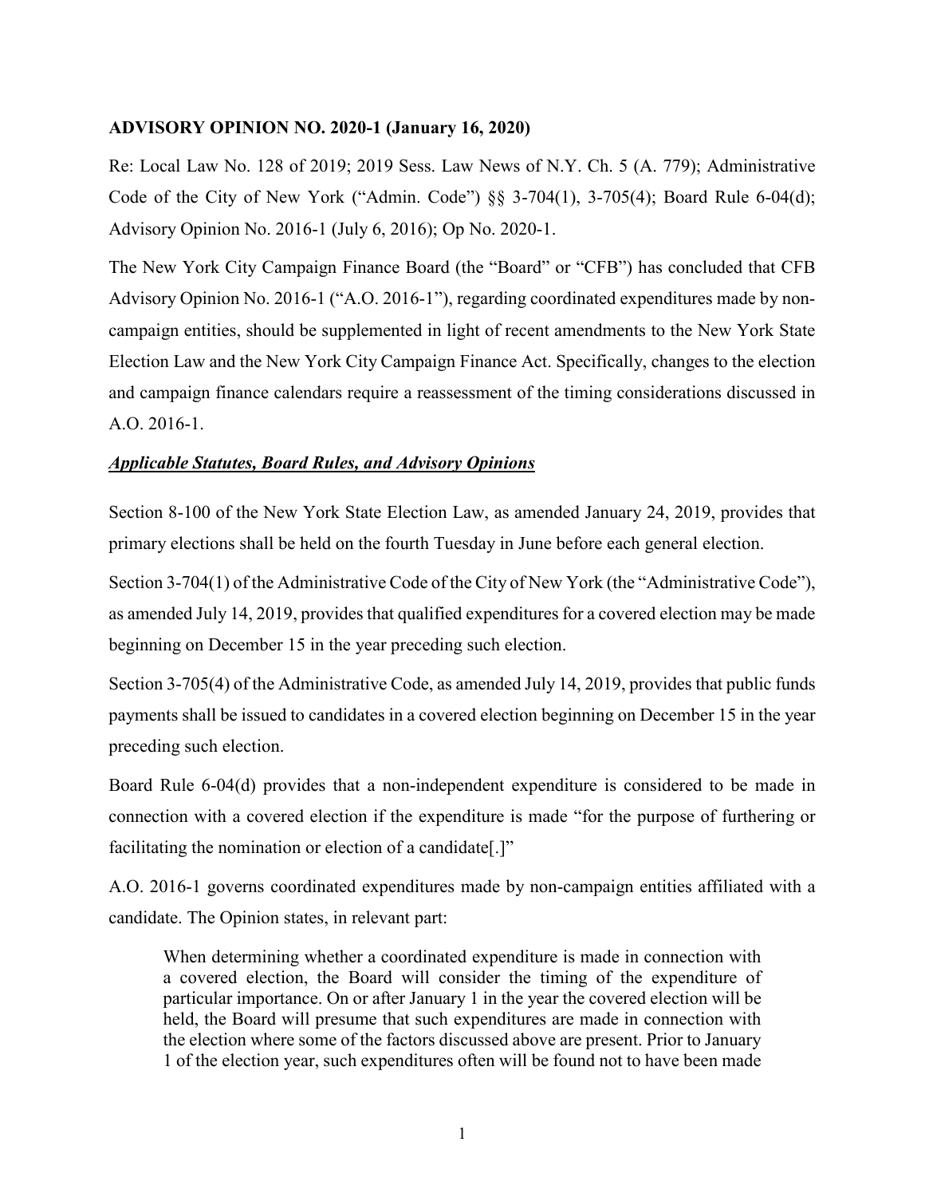**ADVISORY OPINION NO. 2020-1 (January 16, 2020)**

Re: Local Law No. 128 of 2019; 2019 Sess. Law News of N.Y. Ch. 5 (A. 779); Administrative Code of the City of New York ("Admin. Code") §§ 3-704(1), 3-705(4); Board Rule 6-04(d); Advisory Opinion No. 2016-1 (July 6, 2016); Op No. 2020-1.

The New York City Campaign Finance Board (the "Board" or "CFB") has concluded that CFB Advisory Opinion No. 2016-1 ("A.O. 2016-1"), regarding coordinated expenditures made by non-campaign entities, should be supplemented in light of recent amendments to the New York State Election Law and the New York City Campaign Finance Act. Specifically, changes to the election and campaign finance calendars require a reassessment of the timing considerations discussed in A.O. 2016-1.

***Applicable Statutes, Board Rules, and Advisory Opinions***

Section 8-100 of the New York State Election Law, as amended January 24, 2019, provides that primary elections shall be held on the fourth Tuesday in June before each general election.

Section 3-704(1) of the Administrative Code of the City of New York (the "Administrative Code"), as amended July 14, 2019, provides that qualified expenditures for a covered election may be made beginning on December 15 in the year preceding such election.

Section 3-705(4) of the Administrative Code, as amended July 14, 2019, provides that public funds payments shall be issued to candidates in a covered election beginning on December 15 in the year preceding such election.

Board Rule 6-04(d) provides that a non-independent expenditure is considered to be made in connection with a covered election if the expenditure is made "for the purpose of furthering or facilitating the nomination or election of a candidate[.]"

A.O. 2016-1 governs coordinated expenditures made by non-campaign entities affiliated with a candidate. The Opinion states, in relevant part:

> When determining whether a coordinated expenditure is made in connection with a covered election, the Board will consider the timing of the expenditure of particular importance. On or after January 1 in the year the covered election will be held, the Board will presume that such expenditures are made in connection with the election where some of the factors discussed above are present. Prior to January 1 of the election year, such expenditures often will be found not to have been made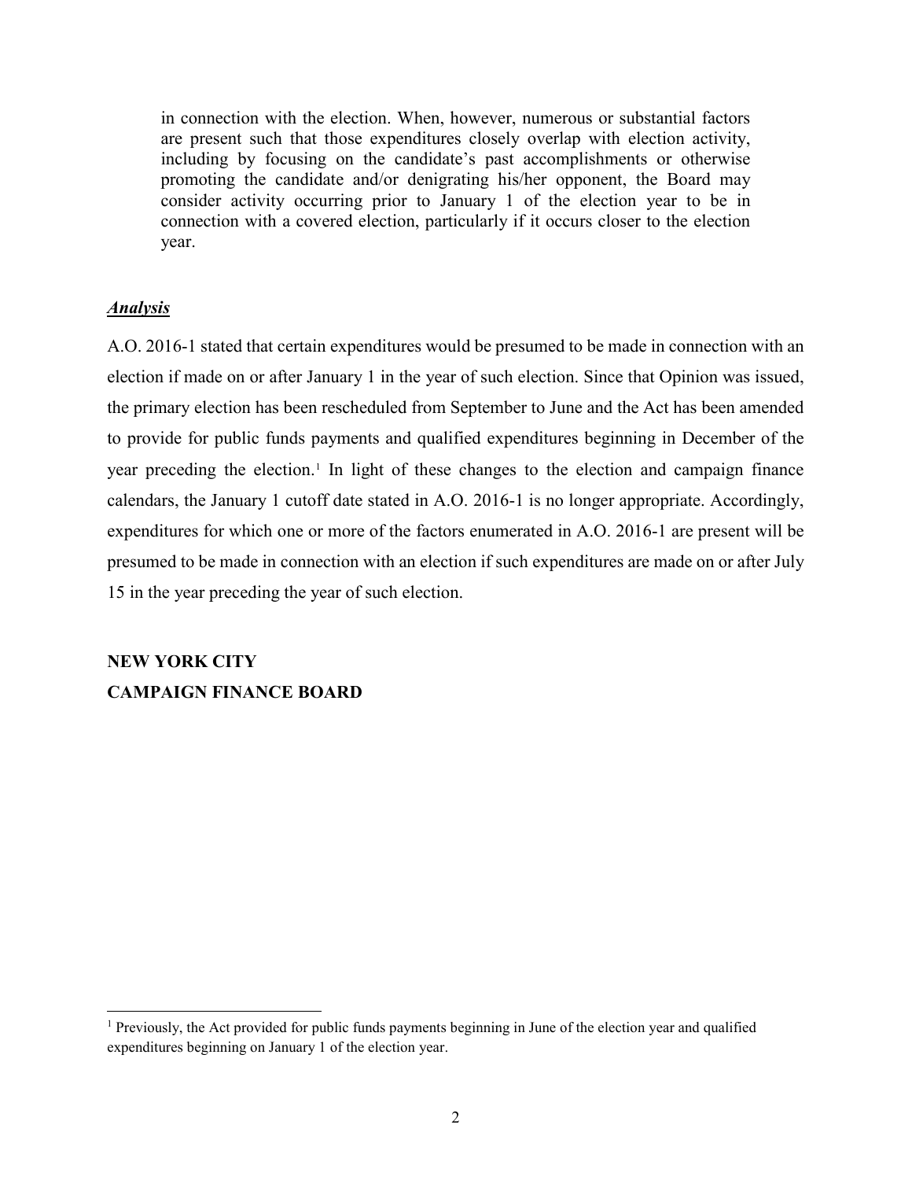> in connection with the election. When, however, numerous or substantial factors are present such that those expenditures closely overlap with election activity, including by focusing on the candidate's past accomplishments or otherwise promoting the candidate and/or denigrating his/her opponent, the Board may consider activity occurring prior to January 1 of the election year to be in connection with a covered election, particularly if it occurs closer to the election year.

***Analysis***

A.O. 2016-1 stated that certain expenditures would be presumed to be made in connection with an election if made on or after January 1 in the year of such election. Since that Opinion was issued, the primary election has been rescheduled from September to June and the Act has been amended to provide for public funds payments and qualified expenditures beginning in December of the year preceding the election.[1] In light of these changes to the election and campaign finance calendars, the January 1 cutoff date stated in A.O. 2016-1 is no longer appropriate. Accordingly, expenditures for which one or more of the factors enumerated in A.O. 2016-1 are present will be presumed to be made in connection with an election if such expenditures are made on or after July 15 in the year preceding the year of such election.

**NEW YORK CITY**
**CAMPAIGN FINANCE BOARD**

[1] Previously, the Act provided for public funds payments beginning in June of the election year and qualified expenditures beginning on January 1 of the election year.